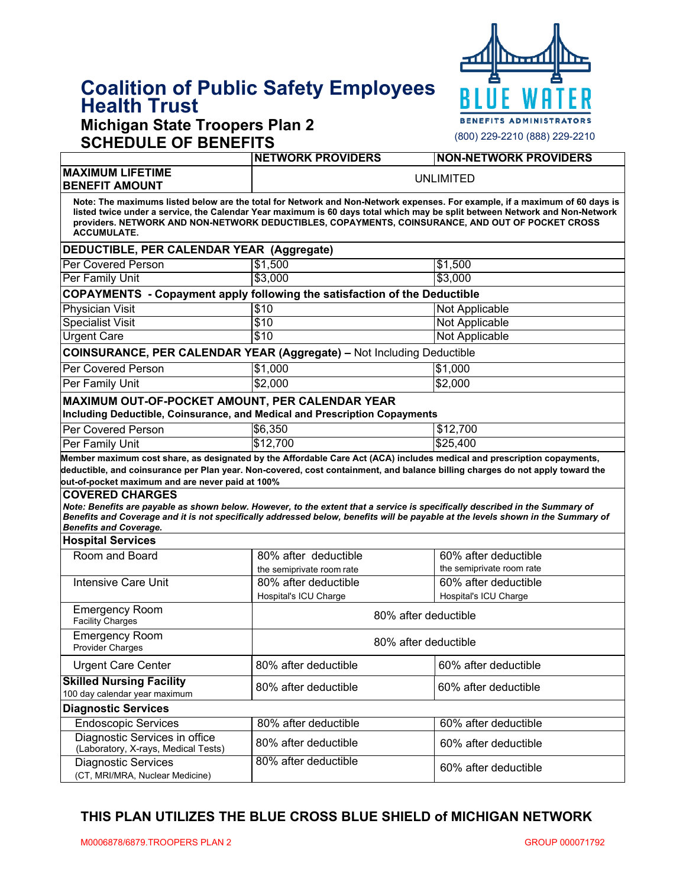# Coalition of Public Safety Employees Health Trust

## Michigan State Troopers Plan 2

## SCHEDULE OF BENEFITS

BLUE WATER BENEFITS ADMINISTRATORS

(800) 229-2210 (888) 229-2210

| | NETWORK PROVIDERS | NON-NETWORK PROVIDERS |
|---|---|---|
| **MAXIMUM LIFETIME BENEFIT AMOUNT** | UNLIMITED | |
| **Note: The maximums listed below are the total for Network and Non-Network expenses. For example, if a maximum of 60 days is listed twice under a service, the Calendar Year maximum is 60 days total which may be split between Network and Non-Network providers. NETWORK AND NON-NETWORK DEDUCTIBLES, COPAYMENTS, COINSURANCE, AND OUT OF POCKET CROSS ACCUMULATE.** | | |
| **DEDUCTIBLE, PER CALENDAR YEAR (Aggregate)** | | |
| Per Covered Person | $1,500 | $1,500 |
| Per Family Unit | $3,000 | $3,000 |
| **COPAYMENTS - Copayment apply following the satisfaction of the Deductible** | | |
| Physician Visit | $10 | Not Applicable |
| Specialist Visit | $10 | Not Applicable |
| Urgent Care | $10 | Not Applicable |
| **COINSURANCE, PER CALENDAR YEAR (Aggregate) –** Not Including Deductible | | |
| Per Covered Person | $1,000 | $1,000 |
| Per Family Unit | $2,000 | $2,000 |
| **MAXIMUM OUT-OF-POCKET AMOUNT, PER CALENDAR YEAR** **Including Deductible, Coinsurance, and Medical and Prescription Copayments** | | |
| Per Covered Person | $6,350 | $12,700 |
| Per Family Unit | $12,700 | $25,400 |
| **Member maximum cost share, as designated by the Affordable Care Act (ACA) includes medical and prescription copayments, deductible, and coinsurance per Plan year. Non-covered, cost containment, and balance billing charges do not apply toward the out-of-pocket maximum and are never paid at 100%** | | |
| **COVERED CHARGES** ***Note: Benefits are payable as shown below. However, to the extent that a service is specifically described in the Summary of Benefits and Coverage and it is not specifically addressed below, benefits will be payable at the levels shown in the Summary of Benefits and Coverage.*** | | |
| **Hospital Services** | | |
| Room and Board | 80% after deductible the semiprivate room rate | 60% after deductible the semiprivate room rate |
| Intensive Care Unit | 80% after deductible Hospital's ICU Charge | 60% after deductible Hospital's ICU Charge |
| Emergency Room Facility Charges | 80% after deductible | |
| Emergency Room Provider Charges | 80% after deductible | |
| Urgent Care Center | 80% after deductible | 60% after deductible |
| **Skilled Nursing Facility** 100 day calendar year maximum | 80% after deductible | 60% after deductible |
| **Diagnostic Services** | | |
| Endoscopic Services | 80% after deductible | 60% after deductible |
| Diagnostic Services in office (Laboratory, X-rays, Medical Tests) | 80% after deductible | 60% after deductible |
| Diagnostic Services (CT, MRI/MRA, Nuclear Medicine) | 80% after deductible | 60% after deductible |

**THIS PLAN UTILIZES THE BLUE CROSS BLUE SHIELD of MICHIGAN NETWORK**

M0006878/6879.TROOPERS PLAN 2 GROUP 000071792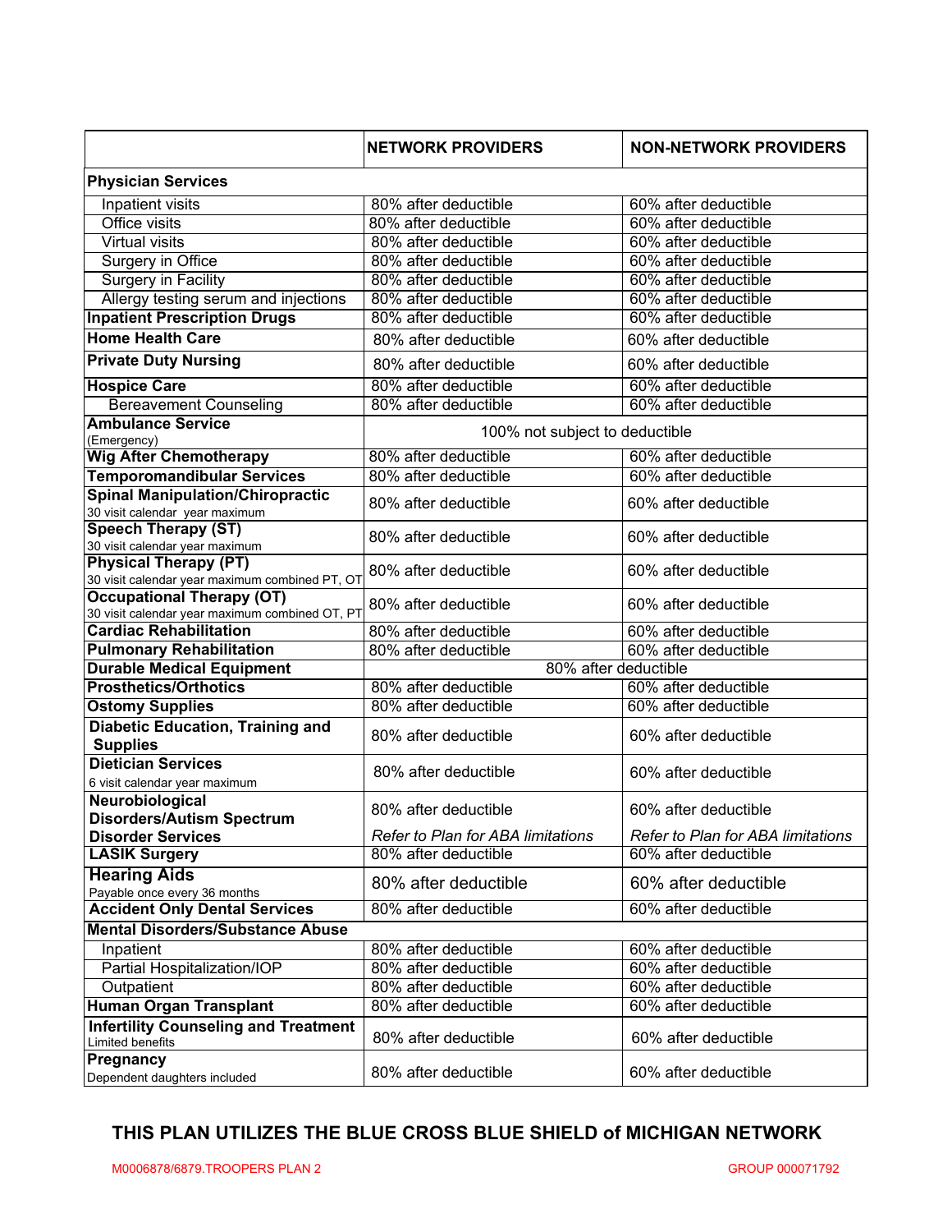| | NETWORK PROVIDERS | NON-NETWORK PROVIDERS |
|---|---|---|
| **Physician Services** | | |
| Inpatient visits | 80% after deductible | 60% after deductible |
| Office visits | 80% after deductible | 60% after deductible |
| Virtual visits | 80% after deductible | 60% after deductible |
| Surgery in Office | 80% after deductible | 60% after deductible |
| Surgery in Facility | 80% after deductible | 60% after deductible |
| Allergy testing serum and injections | 80% after deductible | 60% after deductible |
| **Inpatient Prescription Drugs** | 80% after deductible | 60% after deductible |
| **Home Health Care** | 80% after deductible | 60% after deductible |
| **Private Duty Nursing** | 80% after deductible | 60% after deductible |
| **Hospice Care** | 80% after deductible | 60% after deductible |
| Bereavement Counseling | 80% after deductible | 60% after deductible |
| **Ambulance Service** (Emergency) | 100% not subject to deductible | |
| **Wig After Chemotherapy** | 80% after deductible | 60% after deductible |
| **Temporomandibular Services** | 80% after deductible | 60% after deductible |
| **Spinal Manipulation/Chiropractic** 30 visit calendar year maximum | 80% after deductible | 60% after deductible |
| **Speech Therapy (ST)** 30 visit calendar year maximum | 80% after deductible | 60% after deductible |
| **Physical Therapy (PT)** 30 visit calendar year maximum combined PT, OT | 80% after deductible | 60% after deductible |
| **Occupational Therapy (OT)** 30 visit calendar year maximum combined OT, PT | 80% after deductible | 60% after deductible |
| **Cardiac Rehabilitation** | 80% after deductible | 60% after deductible |
| **Pulmonary Rehabilitation** | 80% after deductible | 60% after deductible |
| **Durable Medical Equipment** | 80% after deductible | |
| **Prosthetics/Orthotics** | 80% after deductible | 60% after deductible |
| **Ostomy Supplies** | 80% after deductible | 60% after deductible |
| **Diabetic Education, Training and Supplies** | 80% after deductible | 60% after deductible |
| **Dietician Services** 6 visit calendar year maximum | 80% after deductible | 60% after deductible |
| **Neurobiological Disorders/Autism Spectrum Disorder Services** | 80% after deductible *Refer to Plan for ABA limitations* | 60% after deductible *Refer to Plan for ABA limitations* |
| **LASIK Surgery** | 80% after deductible | 60% after deductible |
| **Hearing Aids** Payable once every 36 months | 80% after deductible | 60% after deductible |
| **Accident Only Dental Services** | 80% after deductible | 60% after deductible |
| **Mental Disorders/Substance Abuse** | | |
| Inpatient | 80% after deductible | 60% after deductible |
| Partial Hospitalization/IOP | 80% after deductible | 60% after deductible |
| Outpatient | 80% after deductible | 60% after deductible |
| **Human Organ Transplant** | 80% after deductible | 60% after deductible |
| **Infertility Counseling and Treatment** Limited benefits | 80% after deductible | 60% after deductible |
| **Pregnancy** Dependent daughters included | 80% after deductible | 60% after deductible |

**THIS PLAN UTILIZES THE BLUE CROSS BLUE SHIELD of MICHIGAN NETWORK**

M0006878/6879.TROOPERS PLAN 2 GROUP 000071792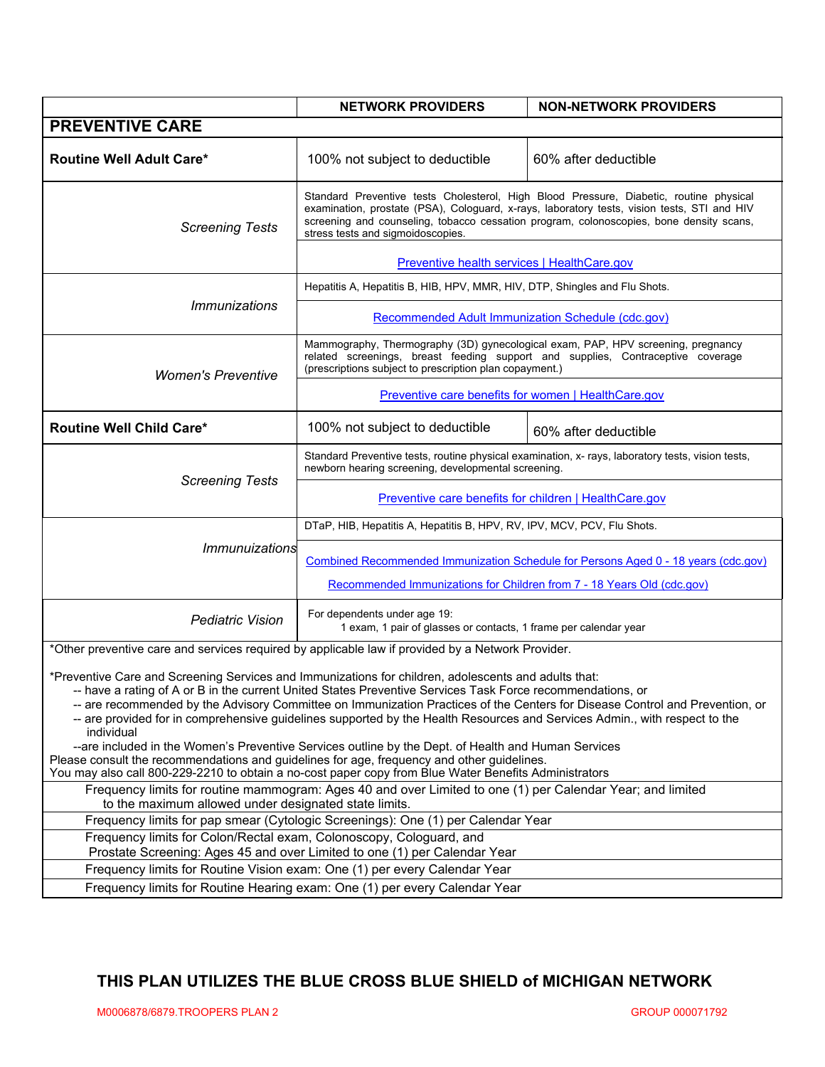| | NETWORK PROVIDERS | NON-NETWORK PROVIDERS |
|---|---|---|
| **PREVENTIVE CARE** | | |
| **Routine Well Adult Care*** | 100% not subject to deductible | 60% after deductible |
| *Screening Tests* | Standard Preventive tests Cholesterol, High Blood Pressure, Diabetic, routine physical examination, prostate (PSA), Cologuard, x-rays, laboratory tests, vision tests, STI and HIV screening and counseling, tobacco cessation program, colonoscopies, bone density scans, stress tests and sigmoidoscopies. | |
| | [Preventive health services \| HealthCare.gov]() | |
| *Immunizations* | Hepatitis A, Hepatitis B, HIB, HPV, MMR, HIV, DTP, Shingles and Flu Shots. | |
| | [Recommended Adult Immunization Schedule (cdc.gov)]() | |
| *Women's Preventive* | Mammography, Thermography (3D) gynecological exam, PAP, HPV screening, pregnancy related screenings, breast feeding support and supplies, Contraceptive coverage (prescriptions subject to prescription plan copayment.) | |
| | [Preventive care benefits for women \| HealthCare.gov]() | |
| **Routine Well Child Care*** | 100% not subject to deductible | 60% after deductible |
| *Screening Tests* | Standard Preventive tests, routine physical examination, x- rays, laboratory tests, vision tests, newborn hearing screening, developmental screening. | |
| | [Preventive care benefits for children \| HealthCare.gov]() | |
| *Immunuizations* | DTaP, HIB, Hepatitis A, Hepatitis B, HPV, RV, IPV, MCV, PCV, Flu Shots. | |
| | [Combined Recommended Immunization Schedule for Persons Aged 0 - 18 years (cdc.gov)]() <br> [Recommended Immunizations for Children from 7 - 18 Years Old (cdc.gov)]() | |
| *Pediatric Vision* | For dependents under age 19: <br> 1 exam, 1 pair of glasses or contacts, 1 frame per calendar year | |

*Other preventive care and services required by applicable law if provided by a Network Provider.

*Preventive Care and Screening Services and Immunizations for children, adolescents and adults that:
- -- have a rating of A or B in the current United States Preventive Services Task Force recommendations, or
- -- are recommended by the Advisory Committee on Immunization Practices of the Centers for Disease Control and Prevention, or
- -- are provided for in comprehensive guidelines supported by the Health Resources and Services Admin., with respect to the individual
- --are included in the Women's Preventive Services outline by the Dept. of Health and Human Services

Please consult the recommendations and guidelines for age, frequency and other guidelines.
You may also call 800-229-2210 to obtain a no-cost paper copy from Blue Water Benefits Administrators

| |
|---|
| Frequency limits for routine mammogram: Ages 40 and over Limited to one (1) per Calendar Year; and limited to the maximum allowed under designated state limits. |
| Frequency limits for pap smear (Cytologic Screenings): One (1) per Calendar Year |
| Frequency limits for Colon/Rectal exam, Colonoscopy, Cologuard, and Prostate Screening: Ages 45 and over Limited to one (1) per Calendar Year |
| Frequency limits for Routine Vision exam: One (1) per every Calendar Year |
| Frequency limits for Routine Hearing exam: One (1) per every Calendar Year |

**THIS PLAN UTILIZES THE BLUE CROSS BLUE SHIELD of MICHIGAN NETWORK**

M0006878/6879.TROOPERS PLAN 2 GROUP 000071792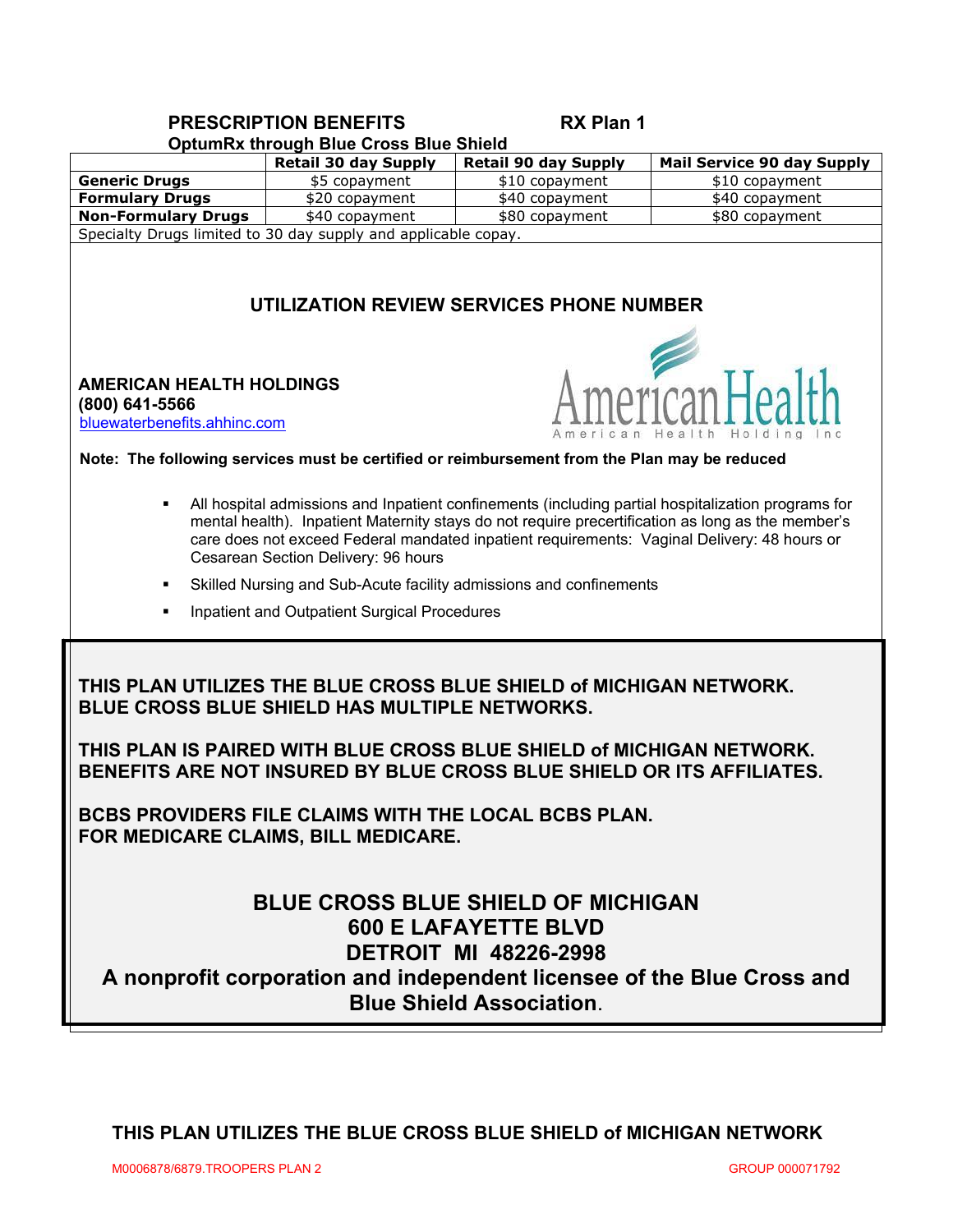## PRESCRIPTION BENEFITS — RX Plan 1

**OptumRx through Blue Cross Blue Shield**

| | Retail 30 day Supply | Retail 90 day Supply | Mail Service 90 day Supply |
|---|---|---|---|
| **Generic Drugs** | $5 copayment | $10 copayment | $10 copayment |
| **Formulary Drugs** | $20 copayment | $40 copayment | $40 copayment |
| **Non-Formulary Drugs** | $40 copayment | $80 copayment | $80 copayment |

Specialty Drugs limited to 30 day supply and applicable copay.

## UTILIZATION REVIEW SERVICES PHONE NUMBER

**AMERICAN HEALTH HOLDINGS**
**(800) 641-5566**
bluewaterbenefits.ahhinc.com

AmericanHealth
American Health Holding Inc

**Note: The following services must be certified or reimbursement from the Plan may be reduced**

- All hospital admissions and Inpatient confinements (including partial hospitalization programs for mental health). Inpatient Maternity stays do not require precertification as long as the member's care does not exceed Federal mandated inpatient requirements: Vaginal Delivery: 48 hours or Cesarean Section Delivery: 96 hours
- Skilled Nursing and Sub-Acute facility admissions and confinements
- Inpatient and Outpatient Surgical Procedures

**THIS PLAN UTILIZES THE BLUE CROSS BLUE SHIELD of MICHIGAN NETWORK.**
**BLUE CROSS BLUE SHIELD HAS MULTIPLE NETWORKS.**

**THIS PLAN IS PAIRED WITH BLUE CROSS BLUE SHIELD of MICHIGAN NETWORK.**
**BENEFITS ARE NOT INSURED BY BLUE CROSS BLUE SHIELD OR ITS AFFILIATES.**

**BCBS PROVIDERS FILE CLAIMS WITH THE LOCAL BCBS PLAN.**
**FOR MEDICARE CLAIMS, BILL MEDICARE.**

**BLUE CROSS BLUE SHIELD OF MICHIGAN**
**600 E LAFAYETTE BLVD**
**DETROIT MI 48226-2998**
**A nonprofit corporation and independent licensee of the Blue Cross and Blue Shield Association.**

**THIS PLAN UTILIZES THE BLUE CROSS BLUE SHIELD of MICHIGAN NETWORK**

M0006878/6879.TROOPERS PLAN 2 — GROUP 000071792